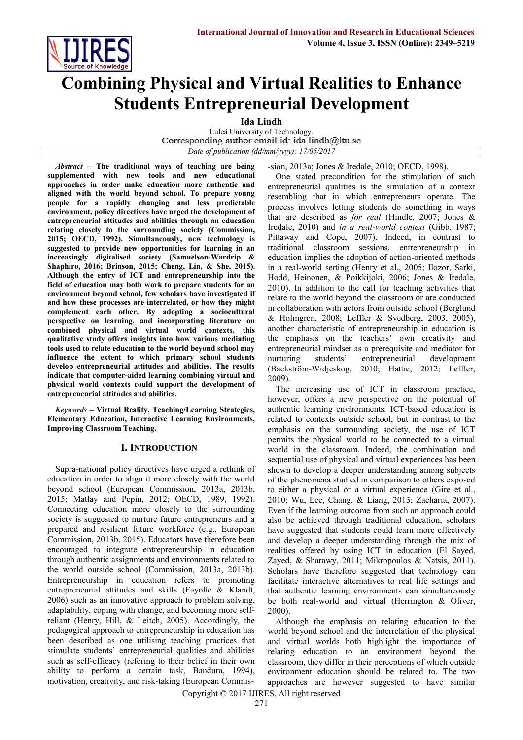# Combining Physical and Virtual Realities to Enhance Students Entrepreneurial Development

**Ida Lindh**

Luleå University of Technology.

Corresponding author email id: ida.lindh@ltu.se

*Date of publication (dd/mm/yyyy): 17/05/2017*

***Abstract*** **– The traditional ways of teaching are being supplemented with new tools and new educational approaches in order make education more authentic and aligned with the world beyond school. To prepare young people for a rapidly changing and less predictable environment, policy directives have urged the development of entrepreneurial attitudes and abilities through an education relating closely to the surrounding society (Commission, 2015; OECD, 1992). Simultaneously, new technology is suggested to provide new opportunities for learning in an increasingly digitalised society (Samuelson-Wardrip & Shaphiro, 2016; Brinson, 2015; Cheng, Lin, & She, 2015). Although the entry of ICT and entrepreneurship into the field of education may both work to prepare students for an environment beyond school, few scholars have investigated if and how these processes are interrelated, or how they might complement each other. By adopting a sociocultural perspective on learning, and incorporating literature on combined physical and virtual world contexts, this qualitative study offers insights into how various mediating tools used to relate education to the world beyond school may influence the extent to which primary school students develop entrepreneurial attitudes and abilities. The results indicate that computer-aided learning combining virtual and physical world contexts could support the development of entrepreneurial attitudes and abilities.**

***Keywords*** **– Virtual Reality, Teaching/Learning Strategies, Elementary Education, Interactive Learning Environments, Improving Classroom Teaching.**

## I. Introduction

Supra-national policy directives have urged a rethink of education in order to align it more closely with the world beyond school (European Commission, 2013a, 2013b, 2015; Matlay and Pepin, 2012; OECD, 1989, 1992). Connecting education more closely to the surrounding society is suggested to nurture future entrepreneurs and a prepared and resilient future workforce (e.g., European Commission, 2013b, 2015). Educators have therefore been encouraged to integrate entrepreneurship in education through authentic assignments and environments related to the world outside school (Commission, 2013a, 2013b). Entrepreneurship in education refers to promoting entrepreneurial attitudes and skills (Fayolle & Klandt, 2006) such as an innovative approach to problem solving, adaptability, coping with change, and becoming more self-reliant (Henry, Hill, & Leitch, 2005). Accordingly, the pedagogical approach to entrepreneurship in education has been described as one utilising teaching practices that stimulate students' entrepreneurial qualities and abilities such as self-efficacy (refering to their belief in their own ability to perform a certain task, Bandura, 1994), motivation, creativity, and risk-taking (European Commission, 2013a; Jones & Iredale, 2010; OECD, 1998).

One stated precondition for the stimulation of such entrepreneurial qualities is the simulation of a context resembling that in which entrepreneurs operate. The process involves letting students do something in ways that are described as *for real* (Hindle, 2007; Jones & Iredale, 2010) and *in a real-world context* (Gibb, 1987; Pittaway and Cope, 2007). Indeed, in contrast to traditional classroom sessions, entrepreneurship in education implies the adoption of action-oriented methods in a real-world setting (Henry et al., 2005; Ilozor, Sarki, Hodd, Heinonen, & Poikkijoki, 2006; Jones & Iredale, 2010). In addition to the call for teaching activities that relate to the world beyond the classroom or are conducted in collaboration with actors from outside school (Berglund & Holmgren, 2008; Leffler & Svedberg, 2003, 2005), another characteristic of entrepreneurship in education is the emphasis on the teachers' own creativity and entrepreneurial mindset as a prerequisite and mediator for nurturing students' entrepreneurial development (Backström-Widjeskog, 2010; Hattie, 2012; Leffler, 2009).

The increasing use of ICT in classroom practice, however, offers a new perspective on the potential of authentic learning environments. ICT-based education is related to contexts outside school, but in contrast to the emphasis on the surrounding society, the use of ICT permits the physical world to be connected to a virtual world in the classroom. Indeed, the combination and sequential use of physical and virtual experiences has been shown to develop a deeper understanding among subjects of the phenomena studied in comparison to others exposed to either a physical or a virtual experience (Gire et al., 2010; Wu, Lee, Chang, & Liang, 2013; Zacharia, 2007). Even if the learning outcome from such an approach could also be achieved through traditional education, scholars have suggested that students could learn more effectively and develop a deeper understanding through the mix of realities offered by using ICT in education (El Sayed, Zayed, & Sharawy, 2011; Mikropoulos & Natsis, 2011). Scholars have therefore suggested that technology can facilitate interactive alternatives to real life settings and that authentic learning environments can simultaneously be both real-world and virtual (Herrington & Oliver, 2000).

Although the emphasis on relating education to the world beyond school and the interrelation of the physical and virtual worlds both highlight the importance of relating education to an environment beyond the classroom, they differ in their perceptions of which outside environment education should be related to. The two approaches are however suggested to have similar

Copyright © 2017 IJIRES, All right reserved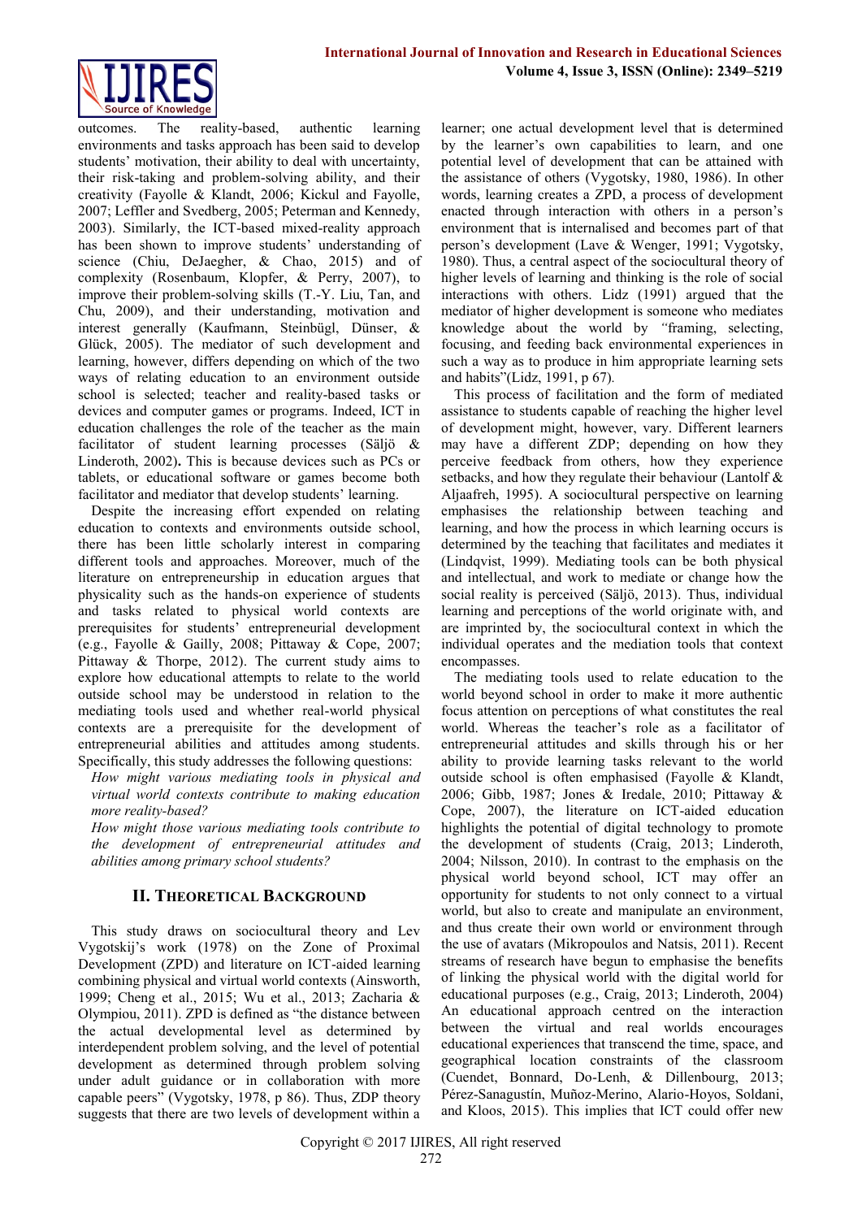outcomes. The reality-based, authentic learning environments and tasks approach has been said to develop students' motivation, their ability to deal with uncertainty, their risk-taking and problem-solving ability, and their creativity (Fayolle & Klandt, 2006; Kickul and Fayolle, 2007; Leffler and Svedberg, 2005; Peterman and Kennedy, 2003). Similarly, the ICT-based mixed-reality approach has been shown to improve students' understanding of science (Chiu, DeJaegher, & Chao, 2015) and of complexity (Rosenbaum, Klopfer, & Perry, 2007), to improve their problem-solving skills (T.-Y. Liu, Tan, and Chu, 2009), and their understanding, motivation and interest generally (Kaufmann, Steinbügl, Dünser, & Glück, 2005). The mediator of such development and learning, however, differs depending on which of the two ways of relating education to an environment outside school is selected; teacher and reality-based tasks or devices and computer games or programs. Indeed, ICT in education challenges the role of the teacher as the main facilitator of student learning processes (Säljö & Linderoth, 2002). This is because devices such as PCs or tablets, or educational software or games become both facilitator and mediator that develop students' learning.

Despite the increasing effort expended on relating education to contexts and environments outside school, there has been little scholarly interest in comparing different tools and approaches. Moreover, much of the literature on entrepreneurship in education argues that physicality such as the hands-on experience of students and tasks related to physical world contexts are prerequisites for students' entrepreneurial development (e.g., Fayolle & Gailly, 2008; Pittaway & Cope, 2007; Pittaway & Thorpe, 2012). The current study aims to explore how educational attempts to relate to the world outside school may be understood in relation to the mediating tools used and whether real-world physical contexts are a prerequisite for the development of entrepreneurial abilities and attitudes among students. Specifically, this study addresses the following questions:

*How might various mediating tools in physical and virtual world contexts contribute to making education more reality-based?*

*How might those various mediating tools contribute to the development of entrepreneurial attitudes and abilities among primary school students?*

## II. Theoretical Background

This study draws on sociocultural theory and Lev Vygotskij's work (1978) on the Zone of Proximal Development (ZPD) and literature on ICT-aided learning combining physical and virtual world contexts (Ainsworth, 1999; Cheng et al., 2015; Wu et al., 2013; Zacharia & Olympiou, 2011). ZPD is defined as "the distance between the actual developmental level as determined by interdependent problem solving, and the level of potential development as determined through problem solving under adult guidance or in collaboration with more capable peers" (Vygotsky, 1978, p 86). Thus, ZDP theory suggests that there are two levels of development within a learner; one actual development level that is determined by the learner's own capabilities to learn, and one potential level of development that can be attained with the assistance of others (Vygotsky, 1980, 1986). In other words, learning creates a ZPD, a process of development enacted through interaction with others in a person's environment that is internalised and becomes part of that person's development (Lave & Wenger, 1991; Vygotsky, 1980). Thus, a central aspect of the sociocultural theory of higher levels of learning and thinking is the role of social interactions with others. Lidz (1991) argued that the mediator of higher development is someone who mediates knowledge about the world by "framing, selecting, focusing, and feeding back environmental experiences in such a way as to produce in him appropriate learning sets and habits"(Lidz, 1991, p 67).

This process of facilitation and the form of mediated assistance to students capable of reaching the higher level of development might, however, vary. Different learners may have a different ZDP; depending on how they perceive feedback from others, how they experience setbacks, and how they regulate their behaviour (Lantolf & Aljaafreh, 1995). A sociocultural perspective on learning emphasises the relationship between teaching and learning, and how the process in which learning occurs is determined by the teaching that facilitates and mediates it (Lindqvist, 1999). Mediating tools can be both physical and intellectual, and work to mediate or change how the social reality is perceived (Säljö, 2013). Thus, individual learning and perceptions of the world originate with, and are imprinted by, the sociocultural context in which the individual operates and the mediation tools that context encompasses.

The mediating tools used to relate education to the world beyond school in order to make it more authentic focus attention on perceptions of what constitutes the real world. Whereas the teacher's role as a facilitator of entrepreneurial attitudes and skills through his or her ability to provide learning tasks relevant to the world outside school is often emphasised (Fayolle & Klandt, 2006; Gibb, 1987; Jones & Iredale, 2010; Pittaway & Cope, 2007), the literature on ICT-aided education highlights the potential of digital technology to promote the development of students (Craig, 2013; Linderoth, 2004; Nilsson, 2010). In contrast to the emphasis on the physical world beyond school, ICT may offer an opportunity for students to not only connect to a virtual world, but also to create and manipulate an environment, and thus create their own world or environment through the use of avatars (Mikropoulos and Natsis, 2011). Recent streams of research have begun to emphasise the benefits of linking the physical world with the digital world for educational purposes (e.g., Craig, 2013; Linderoth, 2004) An educational approach centred on the interaction between the virtual and real worlds encourages educational experiences that transcend the time, space, and geographical location constraints of the classroom (Cuendet, Bonnard, Do-Lenh, & Dillenbourg, 2013; Pérez-Sanagustín, Muñoz-Merino, Alario-Hoyos, Soldani, and Kloos, 2015). This implies that ICT could offer new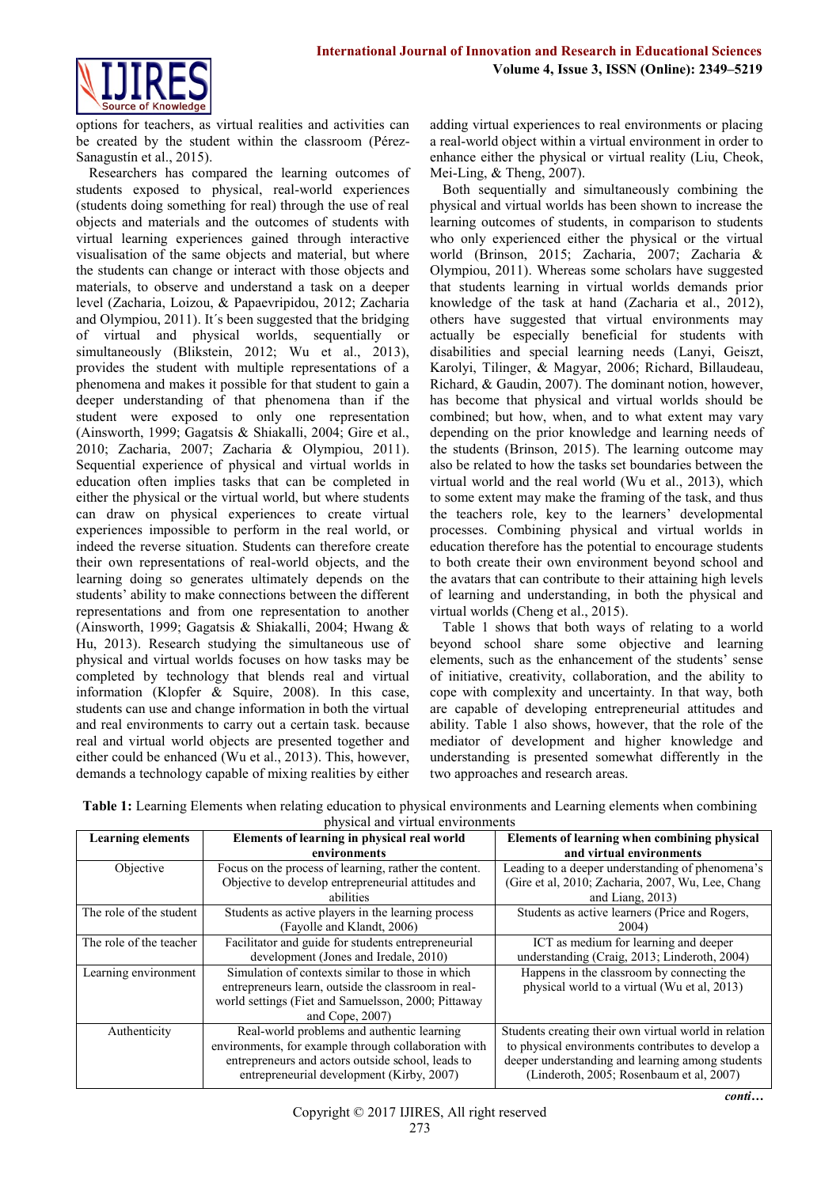options for teachers, as virtual realities and activities can be created by the student within the classroom (Pérez-Sanagustín et al., 2015).

Researchers has compared the learning outcomes of students exposed to physical, real-world experiences (students doing something for real) through the use of real objects and materials and the outcomes of students with virtual learning experiences gained through interactive visualisation of the same objects and material, but where the students can change or interact with those objects and materials, to observe and understand a task on a deeper level (Zacharia, Loizou, & Papaevripidou, 2012; Zacharia and Olympiou, 2011). It´s been suggested that the bridging of virtual and physical worlds, sequentially or simultaneously (Blikstein, 2012; Wu et al., 2013), provides the student with multiple representations of a phenomena and makes it possible for that student to gain a deeper understanding of that phenomena than if the student were exposed to only one representation (Ainsworth, 1999; Gagatsis & Shiakalli, 2004; Gire et al., 2010; Zacharia, 2007; Zacharia & Olympiou, 2011). Sequential experience of physical and virtual worlds in education often implies tasks that can be completed in either the physical or the virtual world, but where students can draw on physical experiences to create virtual experiences impossible to perform in the real world, or indeed the reverse situation. Students can therefore create their own representations of real-world objects, and the learning doing so generates ultimately depends on the students' ability to make connections between the different representations and from one representation to another (Ainsworth, 1999; Gagatsis & Shiakalli, 2004; Hwang & Hu, 2013). Research studying the simultaneous use of physical and virtual worlds focuses on how tasks may be completed by technology that blends real and virtual information (Klopfer & Squire, 2008). In this case, students can use and change information in both the virtual and real environments to carry out a certain task. because real and virtual world objects are presented together and either could be enhanced (Wu et al., 2013). This, however, demands a technology capable of mixing realities by either adding virtual experiences to real environments or placing a real-world object within a virtual environment in order to enhance either the physical or virtual reality (Liu, Cheok, Mei-Ling, & Theng, 2007).

Both sequentially and simultaneously combining the physical and virtual worlds has been shown to increase the learning outcomes of students, in comparison to students who only experienced either the physical or the virtual world (Brinson, 2015; Zacharia, 2007; Zacharia & Olympiou, 2011). Whereas some scholars have suggested that students learning in virtual worlds demands prior knowledge of the task at hand (Zacharia et al., 2012), others have suggested that virtual environments may actually be especially beneficial for students with disabilities and special learning needs (Lanyi, Geiszt, Karolyi, Tilinger, & Magyar, 2006; Richard, Billaudeau, Richard, & Gaudin, 2007). The dominant notion, however, has become that physical and virtual worlds should be combined; but how, when, and to what extent may vary depending on the prior knowledge and learning needs of the students (Brinson, 2015). The learning outcome may also be related to how the tasks set boundaries between the virtual world and the real world (Wu et al., 2013), which to some extent may make the framing of the task, and thus the teachers role, key to the learners' developmental processes. Combining physical and virtual worlds in education therefore has the potential to encourage students to both create their own environment beyond school and the avatars that can contribute to their attaining high levels of learning and understanding, in both the physical and virtual worlds (Cheng et al., 2015).

Table 1 shows that both ways of relating to a world beyond school share some objective and learning elements, such as the enhancement of the students' sense of initiative, creativity, collaboration, and the ability to cope with complexity and uncertainty. In that way, both are capable of developing entrepreneurial attitudes and ability. Table 1 also shows, however, that the role of the mediator of development and higher knowledge and understanding is presented somewhat differently in the two approaches and research areas.

**Table 1:** Learning Elements when relating education to physical environments and Learning elements when combining physical and virtual environments

| Learning elements | Elements of learning in physical real world environments | Elements of learning when combining physical and virtual environments |
|---|---|---|
| Objective | Focus on the process of learning, rather the content. Objective to develop entrepreneurial attitudes and abilities | Leading to a deeper understanding of phenomena's (Gire et al, 2010; Zacharia, 2007, Wu, Lee, Chang and Liang, 2013) |
| The role of the student | Students as active players in the learning process (Fayolle and Klandt, 2006) | Students as active learners (Price and Rogers, 2004) |
| The role of the teacher | Facilitator and guide for students entrepreneurial development (Jones and Iredale, 2010) | ICT as medium for learning and deeper understanding (Craig, 2013; Linderoth, 2004) |
| Learning environment | Simulation of contexts similar to those in which entrepreneurs learn, outside the classroom in real-world settings (Fiet and Samuelsson, 2000; Pittaway and Cope, 2007) | Happens in the classroom by connecting the physical world to a virtual (Wu et al, 2013) |
| Authenticity | Real-world problems and authentic learning environments, for example through collaboration with entrepreneurs and actors outside school, leads to entrepreneurial development (Kirby, 2007) | Students creating their own virtual world in relation to physical environments contributes to develop a deeper understanding and learning among students (Linderoth, 2005; Rosenbaum et al, 2007) |

*conti…*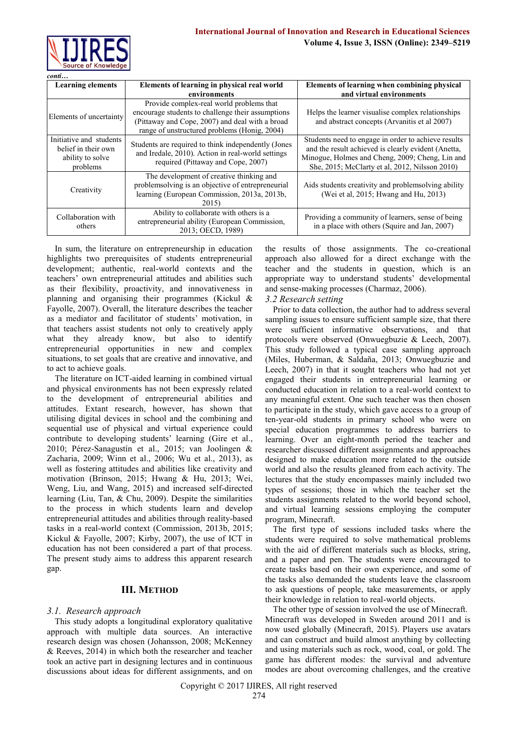*conti…*

| Learning elements | Elements of learning in physical real world environments | Elements of learning when combining physical and virtual environments |
|---|---|---|
| Elements of uncertainty | Provide complex-real world problems that encourage students to challenge their assumptions (Pittaway and Cope, 2007) and deal with a broad range of unstructured problems (Honig, 2004) | Helps the learner visualise complex relationships and abstract concepts (Arvanitis et al 2007) |
| Initiative and students belief in their own ability to solve problems | Students are required to think independently (Jones and Iredale, 2010). Action in real-world settings required (Pittaway and Cope, 2007) | Students need to engage in order to achieve results and the result achieved is clearly evident (Anetta, Minogue, Holmes and Cheng, 2009; Cheng, Lin and She, 2015; McClarty et al, 2012, Nilsson 2010) |
| Creativity | The development of creative thinking and problemsolving is an objective of entrepreneurial learning (European Commission, 2013a, 2013b, 2015) | Aids students creativity and problemsolving ability (Wei et al, 2015; Hwang and Hu, 2013) |
| Collaboration with others | Ability to collaborate with others is a entrepreneurial ability (European Commission, 2013; OECD, 1989) | Providing a community of learners, sense of being in a place with others (Squire and Jan, 2007) |

In sum, the literature on entrepreneurship in education highlights two prerequisites of students entrepreneurial development; authentic, real-world contexts and the teachers' own entrepreneurial attitudes and abilities such as their flexibility, proactivity, and innovativeness in planning and organising their programmes (Kickul & Fayolle, 2007). Overall, the literature describes the teacher as a mediator and facilitator of students' motivation, in that teachers assist students not only to creatively apply what they already know, but also to identify entrepreneurial opportunities in new and complex situations, to set goals that are creative and innovative, and to act to achieve goals.

The literature on ICT-aided learning in combined virtual and physical environments has not been expressly related to the development of entrepreneurial abilities and attitudes. Extant research, however, has shown that utilising digital devices in school and the combining and sequential use of physical and virtual experience could contribute to developing students' learning (Gire et al., 2010; Pérez-Sanagustín et al., 2015; van Joolingen & Zacharia, 2009; Winn et al., 2006; Wu et al., 2013), as well as fostering attitudes and abilities like creativity and motivation (Brinson, 2015; Hwang & Hu, 2013; Wei, Weng, Liu, and Wang, 2015) and increased self-directed learning (Liu, Tan, & Chu, 2009). Despite the similarities to the process in which students learn and develop entrepreneurial attitudes and abilities through reality-based tasks in a real-world context (Commission, 2013b, 2015; Kickul & Fayolle, 2007; Kirby, 2007), the use of ICT in education has not been considered a part of that process. The present study aims to address this apparent research gap.

## III. Method

### *3.1. Research approach*

This study adopts a longitudinal exploratory qualitative approach with multiple data sources. An interactive research design was chosen (Johansson, 2008; McKenney & Reeves, 2014) in which both the researcher and teacher took an active part in designing lectures and in continuous discussions about ideas for different assignments, and on the results of those assignments. The co-creational approach also allowed for a direct exchange with the teacher and the students in question, which is an appropriate way to understand students' developmental and sense-making processes (Charmaz, 2006).

### *3.2 Research setting*

Prior to data collection, the author had to address several sampling issues to ensure sufficient sample size, that there were sufficient informative observations, and that protocols were observed (Onwuegbuzie & Leech, 2007). This study followed a typical case sampling approach (Miles, Huberman, & Saldaña, 2013; Onwuegbuzie and Leech, 2007) in that it sought teachers who had not yet engaged their students in entrepreneurial learning or conducted education in relation to a real-world context to any meaningful extent. One such teacher was then chosen to participate in the study, which gave access to a group of ten-year-old students in primary school who were on special education programmes to address barriers to learning. Over an eight-month period the teacher and researcher discussed different assignments and approaches designed to make education more related to the outside world and also the results gleaned from each activity. The lectures that the study encompasses mainly included two types of sessions; those in which the teacher set the students assignments related to the world beyond school, and virtual learning sessions employing the computer program, Minecraft.

The first type of sessions included tasks where the students were required to solve mathematical problems with the aid of different materials such as blocks, string, and a paper and pen. The students were encouraged to create tasks based on their own experience, and some of the tasks also demanded the students leave the classroom to ask questions of people, take measurements, or apply their knowledge in relation to real-world objects.

The other type of session involved the use of Minecraft. Minecraft was developed in Sweden around 2011 and is now used globally (Minecraft, 2015). Players use avatars and can construct and build almost anything by collecting and using materials such as rock, wood, coal, or gold. The game has different modes: the survival and adventure modes are about overcoming challenges, and the creative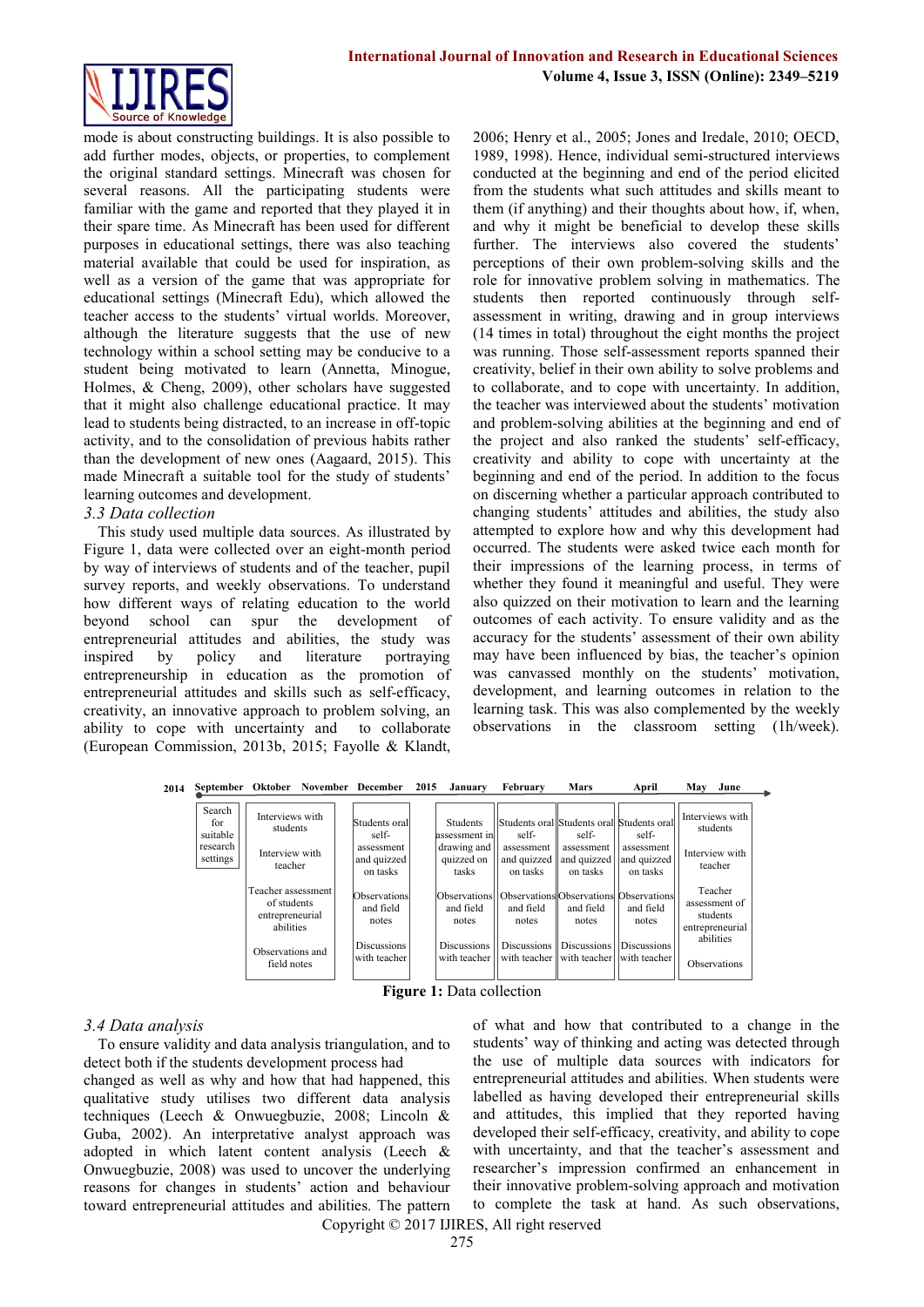mode is about constructing buildings. It is also possible to add further modes, objects, or properties, to complement the original standard settings. Minecraft was chosen for several reasons. All the participating students were familiar with the game and reported that they played it in their spare time. As Minecraft has been used for different purposes in educational settings, there was also teaching material available that could be used for inspiration, as well as a version of the game that was appropriate for educational settings (Minecraft Edu), which allowed the teacher access to the students' virtual worlds. Moreover, although the literature suggests that the use of new technology within a school setting may be conducive to a student being motivated to learn (Annetta, Minogue, Holmes, & Cheng, 2009), other scholars have suggested that it might also challenge educational practice. It may lead to students being distracted, to an increase in off-topic activity, and to the consolidation of previous habits rather than the development of new ones (Aagaard, 2015). This made Minecraft a suitable tool for the study of students' learning outcomes and development.

### *3.3 Data collection*

This study used multiple data sources. As illustrated by Figure 1, data were collected over an eight-month period by way of interviews of students and of the teacher, pupil survey reports, and weekly observations. To understand how different ways of relating education to the world beyond school can spur the development of entrepreneurial attitudes and abilities, the study was inspired by policy and literature portraying entrepreneurship in education as the promotion of entrepreneurial attitudes and skills such as self-efficacy, creativity, an innovative approach to problem solving, an ability to cope with uncertainty and to collaborate (European Commission, 2013b, 2015; Fayolle & Klandt, 2006; Henry et al., 2005; Jones and Iredale, 2010; OECD, 1989, 1998). Hence, individual semi-structured interviews conducted at the beginning and end of the period elicited from the students what such attitudes and skills meant to them (if anything) and their thoughts about how, if, when, and why it might be beneficial to develop these skills further. The interviews also covered the students' perceptions of their own problem-solving skills and the role for innovative problem solving in mathematics. The students then reported continuously through self-assessment in writing, drawing and in group interviews (14 times in total) throughout the eight months the project was running. Those self-assessment reports spanned their creativity, belief in their own ability to solve problems and to collaborate, and to cope with uncertainty. In addition, the teacher was interviewed about the students' motivation and problem-solving abilities at the beginning and end of the project and also ranked the students' self-efficacy, creativity and ability to cope with uncertainty at the beginning and end of the period. In addition to the focus on discerning whether a particular approach contributed to changing students' attitudes and abilities, the study also attempted to explore how and why this development had occurred. The students were asked twice each month for their impressions of the learning process, in terms of whether they found it meaningful and useful. They were also quizzed on their motivation to learn and the learning outcomes of each activity. To ensure validity and as the accuracy for the students' assessment of their own ability may have been influenced by bias, the teacher's opinion was canvassed monthly on the students' motivation, development, and learning outcomes in relation to the learning task. This was complemented by the weekly observations in the classroom setting (1h/week).

| 2014 September | Oktober November | December | 2015 January | February | Mars | April | May June |
|---|---|---|---|---|---|---|---|
| Search for suitable research settings | Interviews with students<br>Interview with teacher<br>Teacher assessment of students entrepreneurial abilities<br>Observations and field notes | Students oral self-assessment and quizzed on tasks<br>Observations and field notes<br>Discussions with teacher | Students assessment in drawing and quizzed on tasks<br>Observations and field notes<br>Discussions with teacher | Students oral self-assessment and quizzed on tasks<br>Observations and field notes<br>Discussions with teacher | Students oral self-assessment and quizzed on tasks<br>Observations and field notes<br>Discussions with teacher | Students oral self-assessment and quizzed on tasks<br>Observations and field notes<br>Discussions with teacher | Interviews with students<br>Interview with teacher<br>Teacher assessment of students entrepreneurial abilities<br>Observations |

**Figure 1:** Data collection

### *3.4 Data analysis*

To ensure validity and data analysis triangulation, and to detect both if the students development process had changed as well as why and how that had happened, this qualitative study utilises two different data analysis techniques (Leech & Onwuegbuzie, 2008; Lincoln & Guba, 2002). An interpretative analyst approach was adopted in which latent content analysis (Leech & Onwuegbuzie, 2008) was used to uncover the underlying reasons for changes in students' action and behaviour toward entrepreneurial attitudes and abilities. The pattern of what and how that contributed to a change in the students' way of thinking and acting was detected through the use of multiple data sources with indicators for entrepreneurial attitudes and abilities. When students were labelled as having developed their entrepreneurial skills and attitudes, this implied that they reported having developed their self-efficacy, creativity, and ability to cope with uncertainty, and that the teacher's assessment and researcher's impression confirmed an enhancement in their innovative problem-solving approach and motivation to complete the task at hand. As such observations,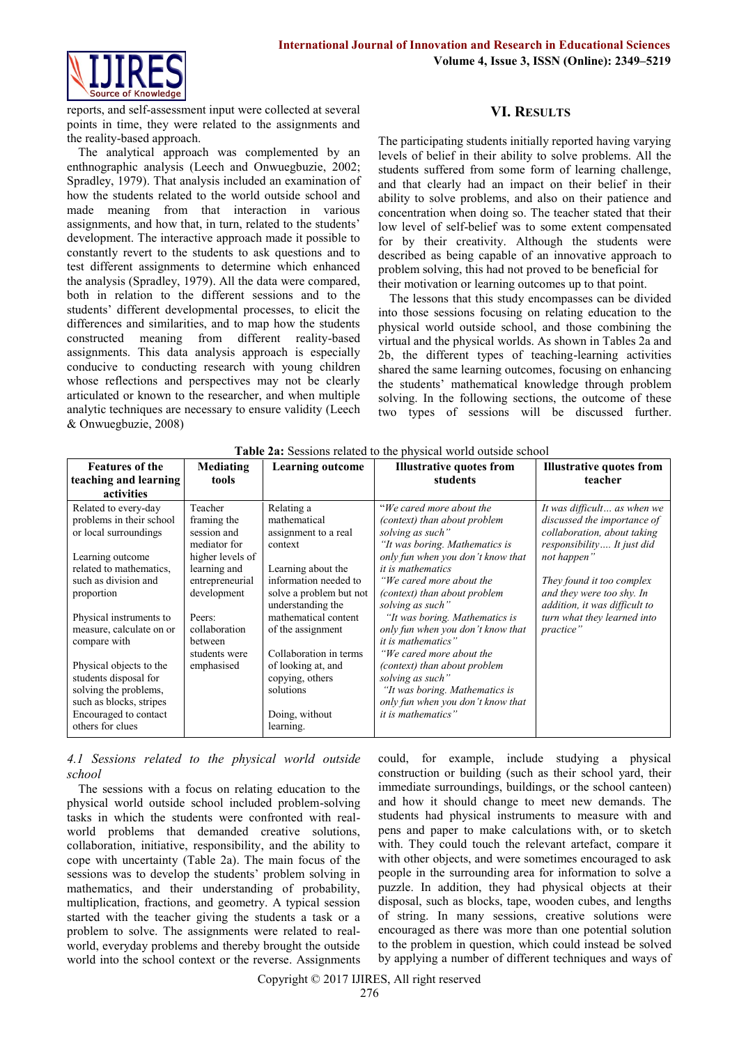reports, and self-assessment input were collected at several points in time, they were related to the assignments and the reality-based approach.

The analytical approach was complemented by an enthnographic analysis (Leech and Onwuegbuzie, 2002; Spradley, 1979). That analysis included an examination of how the students related to the world outside school and made meaning from that interaction in various assignments, and how that, in turn, related to the students' development. The interactive approach made it possible to constantly revert to the students to ask questions and to test different assignments to determine which enhanced the analysis (Spradley, 1979). All the data were compared, both in relation to the different sessions and to the students' different developmental processes, to elicit the differences and similarities, and to map how the students constructed meaning from different reality-based assignments. This data analysis approach is especially conducive to conducting research with young children whose reflections and perspectives may not be clearly articulated or known to the researcher, and when multiple analytic techniques are necessary to ensure validity (Leech & Onwuegbuzie, 2008)

## VI. Results

The participating students initially reported having varying levels of belief in their ability to solve problems. All the students suffered from some form of learning challenge, and that clearly had an impact on their belief in their ability to solve problems, and also on their patience and concentration when doing so. The teacher stated that their low level of self-belief was to some extent compensated for by their creativity. Although the students were described as being capable of an innovative approach to problem solving, this had not proved to be beneficial for their motivation or learning outcomes up to that point.

The lessons that this study encompasses can be divided into those sessions focusing on relating education to the physical world outside school, and those combining the virtual and the physical worlds. As shown in Tables 2a and 2b, the different types of teaching-learning activities shared the same learning outcomes, focusing on enhancing the students' mathematical knowledge through problem solving. In the following sections, the outcome of these two types of sessions will be discussed further.

**Table 2a:** Sessions related to the physical world outside school

| Features of the teaching and learning activities | Mediating tools | Learning outcome | Illustrative quotes from students | Illustrative quotes from teacher |
|---|---|---|---|---|
| Related to every-day problems in their school or local surroundings<br><br>Learning outcome related to mathematics, such as division and proportion<br><br>Physical instruments to measure, calculate on or compare with<br><br>Physical objects to the students disposal for solving the problems, such as blocks, stripes<br>Encouraged to contact others for clues | Teacher framing the session and mediator for higher levels of learning and entrepreneurial development<br><br>Peers: collaboration between students were emphasised | Relating a mathematical assignment to a real context<br><br>Learning about the information needed to solve a problem but not understanding the mathematical content of the assignment<br><br>Collaboration in terms of looking at, and copying, others solutions<br><br>Doing, without learning. | *"We cared more about the (context) than about problem solving as such"*<br>*"It was boring. Mathematics is only fun when you don't know that it is mathematics*<br>*"We cared more about the (context) than about problem solving as such"*<br>*"It was boring. Mathematics is only fun when you don't know that it is mathematics"*<br>*"We cared more about the (context) than about problem solving as such"*<br>*"It was boring. Mathematics is only fun when you don't know that it is mathematics"* | *It was difficult… as when we discussed the importance of collaboration, about taking responsibility…. It just did not happen"*<br><br>*They found it too complex and they were too shy. In addition, it was difficult to turn what they learned into practice"* |

### *4.1 Sessions related to the physical world outside school*

The sessions with a focus on relating education to the physical world outside school included problem-solving tasks in which the students were confronted with real-world problems that demanded creative solutions, collaboration, initiative, responsibility, and the ability to cope with uncertainty (Table 2a). The main focus of the sessions was to develop the students' problem solving in mathematics, and their understanding of probability, multiplication, fractions, and geometry. A typical session started with the teacher giving the students a task or a problem to solve. The assignments were related to real-world, everyday problems and thereby brought the outside world into the school context or the reverse. Assignments could, for example, include studying a physical construction or building (such as their school yard, their immediate surroundings, buildings, or the school canteen) and how it should change to meet new demands. The students had physical instruments to measure with and pens and paper to make calculations with, or to sketch with. They could touch the relevant artefact, compare it with other objects, and were sometimes encouraged to ask people in the surrounding area for information to solve a puzzle. In addition, they had physical objects at their disposal, such as blocks, tape, wooden cubes, and lengths of string. In many sessions, creative solutions were encouraged as there was more than one potential solution to the problem in question, which could instead be solved by applying a number of different techniques and ways of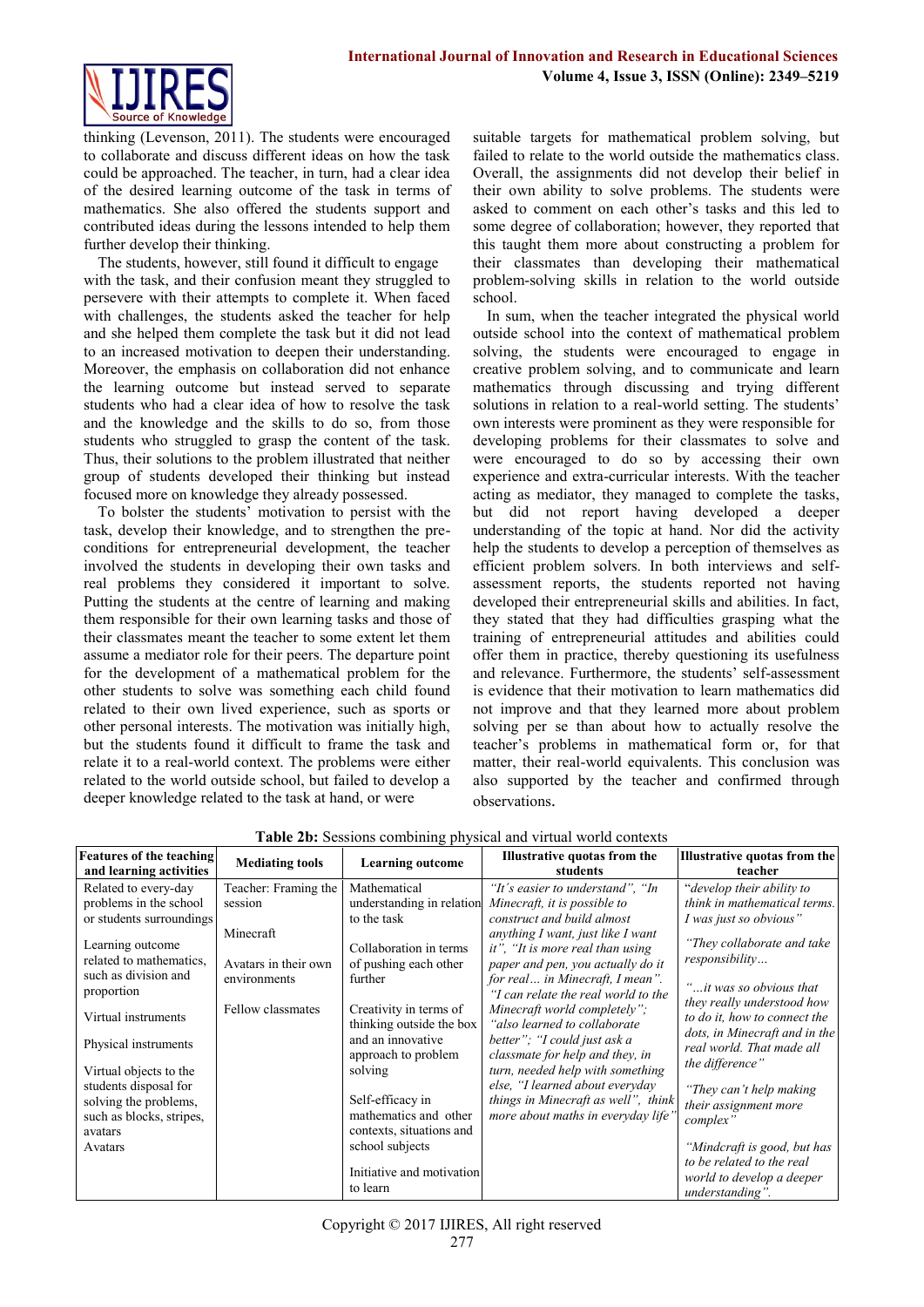thinking (Levenson, 2011). The students were encouraged to collaborate and discuss different ideas on how the task could be approached. The teacher, in turn, had a clear idea of the desired learning outcome of the task in terms of mathematics. She also offered the students support and contributed ideas during the lessons intended to help them further develop their thinking.

The students, however, still found it difficult to engage with the task, and their confusion meant they struggled to persevere with their attempts to complete it. When faced with challenges, the students asked the teacher for help and she helped them complete the task but it did not lead to an increased motivation to deepen their understanding. Moreover, the emphasis on collaboration did not enhance the learning outcome but instead served to separate students who had a clear idea of how to resolve the task and the knowledge and the skills to do so, from those students who struggled to grasp the content of the task. Thus, their solutions to the problem illustrated that neither group of students developed their thinking but instead focused more on knowledge they already possessed.

To bolster the students' motivation to persist with the task, develop their knowledge, and to strengthen the pre-conditions for entrepreneurial development, the teacher involved the students in developing their own tasks and real problems they considered it important to solve. Putting the students at the centre of learning and making them responsible for their own learning tasks and those of their classmates meant the teacher to some extent let them assume a mediator role for their peers. The departure point for the development of a mathematical problem for the other students to solve was something each child found related to their own lived experience, such as sports or other personal interests. The motivation was initially high, but the students found it difficult to frame the task and relate it to a real-world context. The problems were either related to the world outside school, but failed to develop a deeper knowledge related to the task at hand, or were suitable targets for mathematical problem solving, but failed to relate to the world outside the mathematics class. Overall, the assignments did not develop their belief in their own ability to solve problems. The students were asked to comment on each other's tasks and this led to some degree of collaboration; however, they reported that this taught them more about constructing a problem for their classmates than developing their mathematical problem-solving skills in relation to the world outside school.

In sum, when the teacher integrated the physical world outside school into the context of mathematical problem solving, the students were encouraged to engage in creative problem solving, and to communicate and learn mathematics through discussing and trying different solutions in relation to a real-world setting. The students' own interests were prominent as they were responsible for developing problems for their classmates to solve and were encouraged to do so by accessing their own experience and extra-curricular interests. With the teacher acting as mediator, they managed to complete the tasks, but did not report having developed a deeper understanding of the topic at hand. Nor did the activity help the students to develop a perception of themselves as efficient problem solvers. In both interviews and self-assessment reports, the students reported not having developed their entrepreneurial skills and abilities. In fact, they stated that they had difficulties grasping what the training of entrepreneurial attitudes and abilities could offer them in practice, thereby questioning its usefulness and relevance. Furthermore, the students' self-assessment is evidence that their motivation to learn mathematics did not improve and that they learned more about problem solving per se than about how to actually resolve the teacher's problems in mathematical form or, for that matter, their real-world equivalents. This conclusion was also supported by the teacher and confirmed through observations.

**Table 2b:** Sessions combining physical and virtual world contexts

| Features of the teaching and learning activities | Mediating tools | Learning outcome | Illustrative quotas from the students | Illustrative quotas from the teacher |
|---|---|---|---|---|
| Related to every-day problems in the school or students surroundings<br><br>Learning outcome related to mathematics, such as division and proportion<br><br>Virtual instruments<br><br>Physical instruments<br><br>Virtual objects to the students disposal for solving the problems, such as blocks, stripes, avatars<br>Avatars | Teacher: Framing the session<br><br>Minecraft<br><br>Avatars in their own environments<br><br>Fellow classmates | Mathematical understanding in relation to the task<br><br>Collaboration in terms of pushing each other further<br><br>Creativity in terms of thinking outside the box and an innovative approach to problem solving<br><br>Self-efficacy in mathematics and other contexts, situations and school subjects<br><br>Initiative and motivation to learn | *"It's easier to understand", "In Minecraft, it is possible to construct and build almost anything I want, just like I want it", "It is more real than using paper and pen, you actually do it for real… in Minecraft, I mean". "I can relate the real world to the Minecraft world completely"; "also learned to collaborate better"; "I could just ask a classmate for help and they, in turn, needed help with something else, "I learned about everyday things in Minecraft as well", think more about maths in everyday life"* | *"develop their ability to think in mathematical terms. I was just so obvious"*<br><br>*"They collaborate and take responsibility…*<br><br>*"…it was so obvious that they really understood how to do it, how to connect the dots, in Minecraft and in the real world. That made all the difference"*<br><br>*"They can't help making their assignment more complex"*<br><br>*"Mindcraft is good, but has to be related to the real world to develop a deeper understanding".* |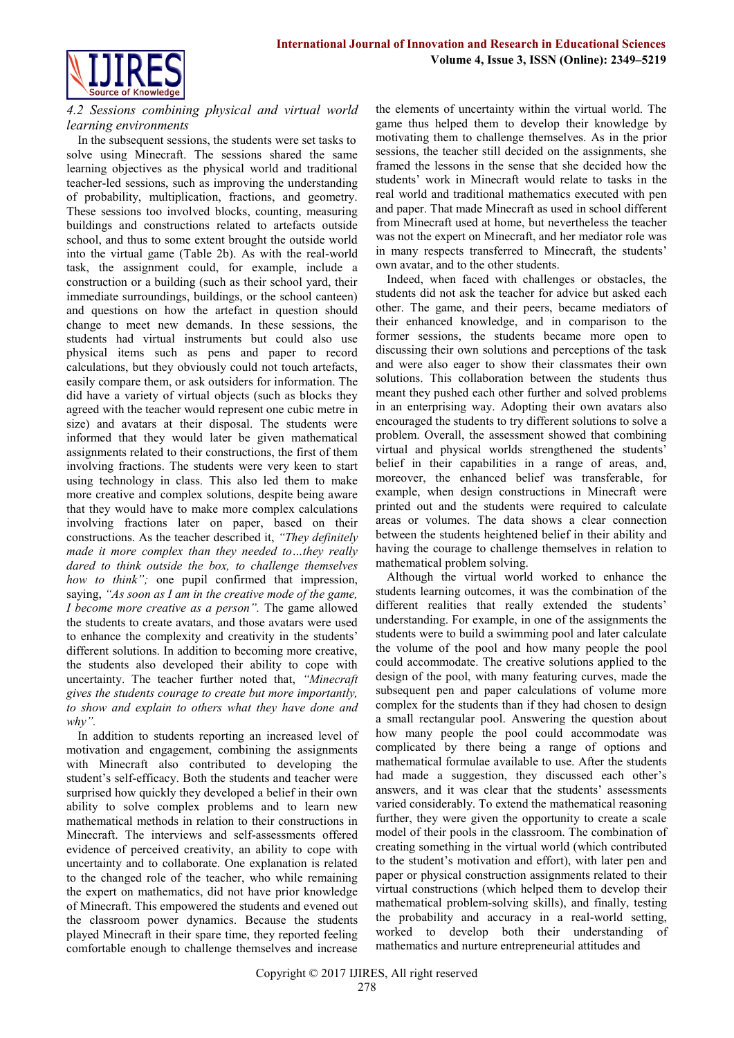*4.2 Sessions combining physical and virtual world learning environments*

In the subsequent sessions, the students were set tasks to solve using Minecraft. The sessions shared the same learning objectives as the physical world and traditional teacher-led sessions, such as improving the understanding of probability, multiplication, fractions, and geometry. These sessions too involved blocks, counting, measuring buildings and constructions related to artefacts outside school, and thus to some extent brought the outside world into the virtual game (Table 2b). As with the real-world task, the assignment could, for example, include a construction or a building (such as their school yard, their immediate surroundings, buildings, or the school canteen) and questions on how the artefact in question should change to meet new demands. In these sessions, the students had virtual instruments but could also use physical items such as pens and paper to record calculations, but they obviously could not touch artefacts, easily compare them, or ask outsiders for information. The did have a variety of virtual objects (such as blocks they agreed with the teacher would represent one cubic metre in size) and avatars at their disposal. The students were informed that they would later be given mathematical assignments related to their constructions, the first of them involving fractions. The students were very keen to start using technology in class. This also led them to make more creative and complex solutions, despite being aware that they would have to make more complex calculations involving fractions later on paper, based on their constructions. As the teacher described it, *"They definitely made it more complex than they needed to…they really dared to think outside the box, to challenge themselves how to think"*; one pupil confirmed that impression, saying, *"As soon as I am in the creative mode of the game, I become more creative as a person"*. The game allowed the students to create avatars, and those avatars were used to enhance the complexity and creativity in the students' different solutions. In addition to becoming more creative, the students also developed their ability to cope with uncertainty. The teacher further noted that, *"Minecraft gives the students courage to create but more importantly, to show and explain to others what they have done and why"*.

In addition to students reporting an increased level of motivation and engagement, combining the assignments with Minecraft also contributed to developing the student's self-efficacy. Both the students and teacher were surprised how quickly they developed a belief in their own ability to solve complex problems and to learn new mathematical methods in relation to their constructions in Minecraft. The interviews and self-assessments offered evidence of perceived creativity, an ability to cope with uncertainty and to collaborate. One explanation is related to the changed role of the teacher, who while remaining the expert on mathematics, did not have prior knowledge of Minecraft. This empowered the students and evened out the classroom power dynamics. Because the students played Minecraft in their spare time, they reported feeling comfortable enough to challenge themselves and increase the elements of uncertainty within the virtual world. The game thus helped them to develop their knowledge by motivating them to challenge themselves. As in the prior sessions, the teacher still decided on the assignments, she framed the lessons in the sense that she decided how the students' work in Minecraft would relate to tasks in the real world and traditional mathematics executed with pen and paper. That made Minecraft as used in school different from Minecraft used at home, but nevertheless the teacher was not the expert on Minecraft, and her mediator role was in many respects transferred to Minecraft, the students' own avatar, and to the other students.

Indeed, when faced with challenges or obstacles, the students did not ask the teacher for advice but asked each other. The game, and their peers, became mediators of their enhanced knowledge, and in comparison to the former sessions, the students became more open to discussing their own solutions and perceptions of the task and were also eager to show their classmates their own solutions. This collaboration between the students thus meant they pushed each other further and solved problems in an enterprising way. Adopting their own avatars also encouraged the students to try different solutions to solve a problem. Overall, the assessment showed that combining virtual and physical worlds strengthened the students' belief in their capabilities in a range of areas, and, moreover, the enhanced belief was transferable, for example, when design constructions in Minecraft were printed out and the students were required to calculate areas or volumes. The data shows a clear connection between the students heightened belief in their ability and having the courage to challenge themselves in relation to mathematical problem solving.

Although the virtual world worked to enhance the students learning outcomes, it was the combination of the different realities that really extended the students' understanding. For example, in one of the assignments the students were to build a swimming pool and later calculate the volume of the pool and how many people the pool could accommodate. The creative solutions applied to the design of the pool, with many featuring curves, made the subsequent pen and paper calculations of volume more complex for the students than if they had chosen to design a small rectangular pool. Answering the question about how many people the pool could accommodate was complicated by there being a range of options and mathematical formulae available to use. After the students had made a suggestion, they discussed each other's answers, and it was clear that the students' assessments varied considerably. To extend the mathematical reasoning further, they were given the opportunity to create a scale model of their pools in the classroom. The combination of creating something in the virtual world (which contributed to the student's motivation and effort), with later pen and paper or physical construction assignments related to their virtual constructions (which helped them to develop their mathematical problem-solving skills), and finally, testing the probability and accuracy in a real-world setting, worked to develop both their understanding of mathematics and nurture entrepreneurial attitudes and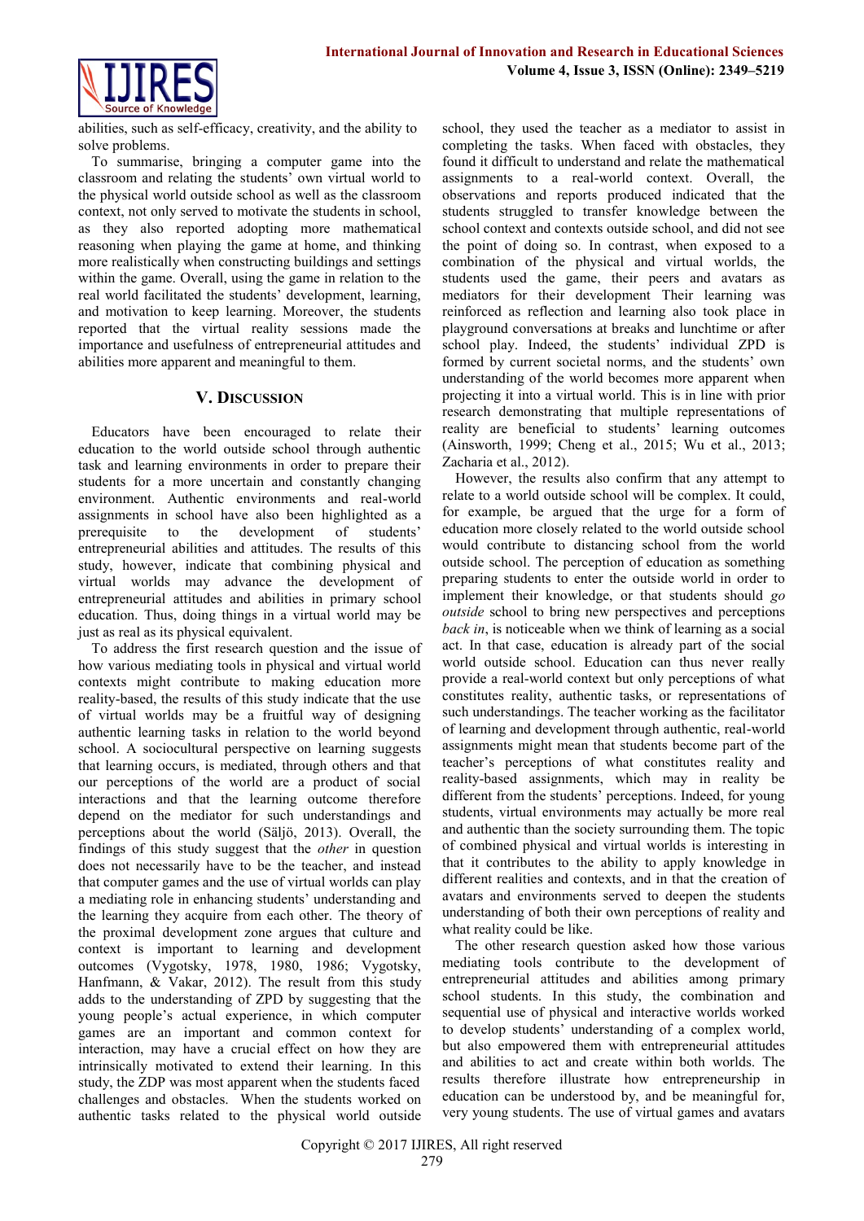abilities, such as self-efficacy, creativity, and the ability to solve problems.

To summarise, bringing a computer game into the classroom and relating the students' own virtual world to the physical world outside school as well as the classroom context, not only served to motivate the students in school, as they also reported adopting more mathematical reasoning when playing the game at home, and thinking more realistically when constructing buildings and settings within the game. Overall, using the game in relation to the real world facilitated the students' development, learning, and motivation to keep learning. Moreover, the students reported that the virtual reality sessions made the importance and usefulness of entrepreneurial attitudes and abilities more apparent and meaningful to them.

## V. Discussion

Educators have been encouraged to relate their education to the world outside school through authentic task and learning environments in order to prepare their students for a more uncertain and constantly changing environment. Authentic environments and real-world assignments in school have also been highlighted as a prerequisite to the development of students' entrepreneurial abilities and attitudes. The results of this study, however, indicate that combining physical and virtual worlds may advance the development of entrepreneurial attitudes and abilities in primary school education. Thus, doing things in a virtual world may be just as real as its physical equivalent.

To address the first research question and the issue of how various mediating tools in physical and virtual world contexts might contribute to making education more reality-based, the results of this study indicate that the use of virtual worlds may be a fruitful way of designing authentic learning tasks in relation to the world beyond school. A sociocultural perspective on learning suggests that learning occurs, is mediated, through others and that our perceptions of the world are a product of social interactions and that the learning outcome therefore depend on the mediator for such understandings and perceptions about the world (Säljö, 2013). Overall, the findings of this study suggest that the *other* in question does not necessarily have to be the teacher, and instead that computer games and the use of virtual worlds can play a mediating role in enhancing students' understanding and the learning they acquire from each other. The theory of the proximal development zone argues that culture and context is important to learning and development outcomes (Vygotsky, 1978, 1980, 1986; Vygotsky, Hanfmann, & Vakar, 2012). The result from this study adds to the understanding of ZPD by suggesting that the young people's actual experience, in which computer games are an important and common context for interaction, may have a crucial effect on how they are intrinsically motivated to extend their learning. In this study, the ZDP was most apparent when the students faced challenges and obstacles. When the students worked on authentic tasks related to the physical world outside school, they used the teacher as a mediator to assist in completing the tasks. When faced with obstacles, they found it difficult to understand and relate the mathematical assignments to a real-world context. Overall, the observations and reports produced indicated that the students struggled to transfer knowledge between the school context and contexts outside school, and did not see the point of doing so. In contrast, when exposed to a combination of the physical and virtual worlds, the students used the game, their peers and avatars as mediators for their development Their learning was reinforced as reflection and learning also took place in playground conversations at breaks and lunchtime or after school play. Indeed, the students' individual ZPD is formed by current societal norms, and the students' own understanding of the world becomes more apparent when projecting it into a virtual world. This is in line with prior research demonstrating that multiple representations of reality are beneficial to students' learning outcomes (Ainsworth, 1999; Cheng et al., 2015; Wu et al., 2013; Zacharia et al., 2012).

However, the results also confirm that any attempt to relate to a world outside school will be complex. It could, for example, be argued that the urge for a form of education more closely related to the world outside school would contribute to distancing school from the world outside school. The perception of education as something preparing students to enter the outside world in order to implement their knowledge, or that students should *go outside* school to bring new perspectives and perceptions *back in*, is noticeable when we think of learning as a social act. In that case, education is already part of the social world outside school. Education can thus never really provide a real-world context but only perceptions of what constitutes reality, authentic tasks, or representations of such understandings. The teacher working as the facilitator of learning and development through authentic, real-world assignments might mean that students become part of the teacher's perceptions of what constitutes reality and reality-based assignments, which may in reality be different from the students' perceptions. Indeed, for young students, virtual environments may actually be more real and authentic than the society surrounding them. The topic of combined physical and virtual worlds is interesting in that it contributes to the ability to apply knowledge in different realities and contexts, and in that the creation of avatars and environments served to deepen the students understanding of both their own perceptions of reality and what reality could be like.

The other research question asked how those various mediating tools contribute to the development of entrepreneurial attitudes and abilities among primary school students. In this study, the combination and sequential use of physical and interactive worlds worked to develop students' understanding of a complex world, but also empowered them with entrepreneurial attitudes and abilities to act and create within both worlds. The results therefore illustrate how entrepreneurship in education can be understood by, and be meaningful for, very young students. The use of virtual games and avatars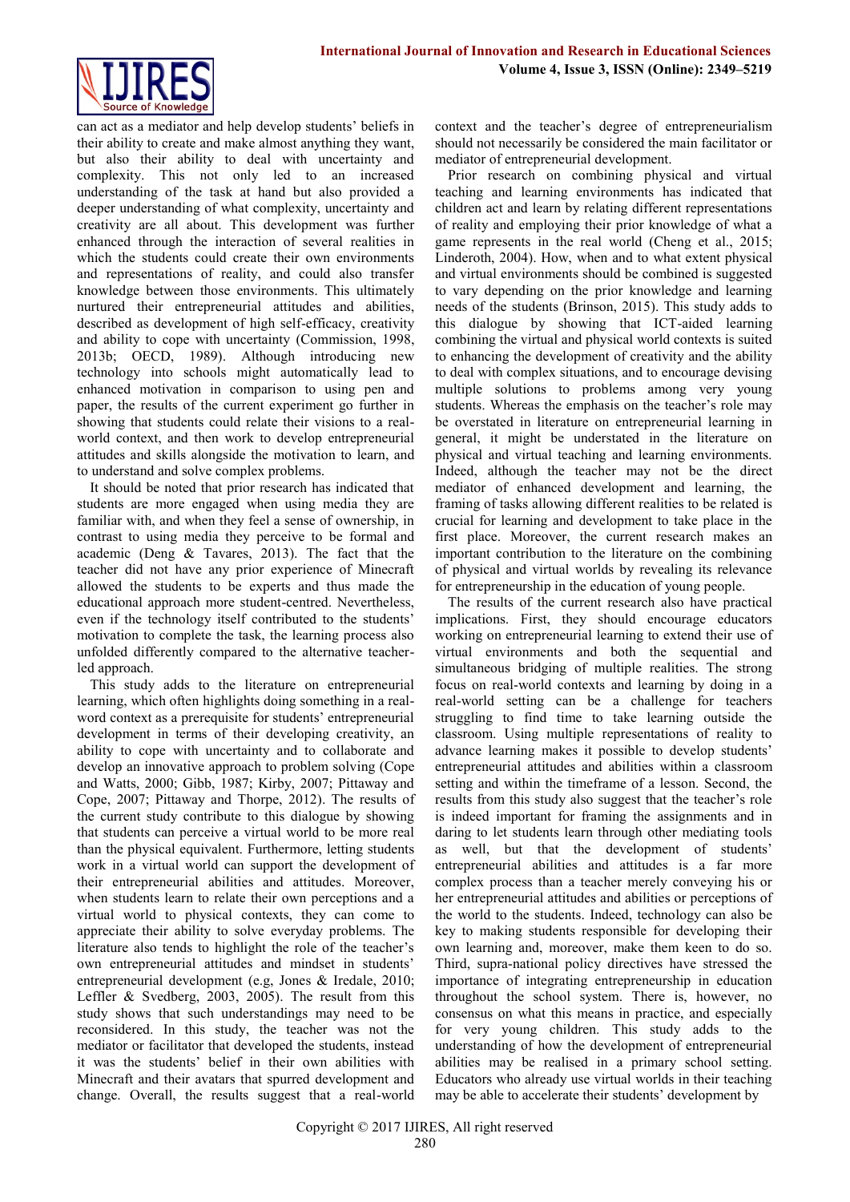can act as a mediator and help develop students' beliefs in their ability to create and make almost anything they want, but also their ability to deal with uncertainty and complexity. This not only led to an increased understanding of the task at hand but also provided a deeper understanding of what complexity, uncertainty and creativity are all about. This development was further enhanced through the interaction of several realities in which the students could create their own environments and representations of reality, and could also transfer knowledge between those environments. This ultimately nurtured their entrepreneurial attitudes and abilities, described as development of high self-efficacy, creativity and ability to cope with uncertainty (Commission, 1998, 2013b; OECD, 1989). Although introducing new technology into schools might automatically lead to enhanced motivation in comparison to using pen and paper, the results of the current experiment go further in showing that students could relate their visions to a real-world context, and then work to develop entrepreneurial attitudes and skills alongside the motivation to learn, and to understand and solve complex problems.

It should be noted that prior research has indicated that students are more engaged when using media they are familiar with, and when they feel a sense of ownership, in contrast to using media they perceive to be formal and academic (Deng & Tavares, 2013). The fact that the teacher did not have any prior experience of Minecraft allowed the students to be experts and thus made the educational approach more student-centred. Nevertheless, even if the technology itself contributed to the students' motivation to complete the task, the learning process also unfolded differently compared to the alternative teacher-led approach.

This study adds to the literature on entrepreneurial learning, which often highlights doing something in a real-word context as a prerequisite for students' entrepreneurial development in terms of their developing creativity, an ability to cope with uncertainty and to collaborate and develop an innovative approach to problem solving (Cope and Watts, 2000; Gibb, 1987; Kirby, 2007; Pittaway and Cope, 2007; Pittaway and Thorpe, 2012). The results of the current study contribute to this dialogue by showing that students can perceive a virtual world to be more real than the physical equivalent. Furthermore, letting students work in a virtual world can support the development of their entrepreneurial abilities and attitudes. Moreover, when students learn to relate their own perceptions and a virtual world to physical contexts, they can come to appreciate their ability to solve everyday problems. The literature also tends to highlight the role of the teacher's own entrepreneurial attitudes and mindset in students' entrepreneurial development (e.g, Jones & Iredale, 2010; Leffler & Svedberg, 2003, 2005). The result from this study shows that such understandings may need to be reconsidered. In this study, the teacher was not the mediator or facilitator that developed the students, instead it was the students' belief in their own abilities with Minecraft and their avatars that spurred development and change. Overall, the results suggest that a real-world context and the teacher's degree of entrepreneurialism should not necessarily be considered the main facilitator or mediator of entrepreneurial development.

Prior research on combining physical and virtual teaching and learning environments has indicated that children act and learn by relating different representations of reality and employing their prior knowledge of what a game represents in the real world (Cheng et al., 2015; Linderoth, 2004). How, when and to what extent physical and virtual environments should be combined is suggested to vary depending on the prior knowledge and learning needs of the students (Brinson, 2015). This study adds to this dialogue by showing that ICT-aided learning combining the virtual and physical world contexts is suited to enhancing the development of creativity and the ability to deal with complex situations, and to encourage devising multiple solutions to problems among very young students. Whereas the emphasis on the teacher's role may be overstated in literature on entrepreneurial learning in general, it might be understated in the literature on physical and virtual teaching and learning environments. Indeed, although the teacher may not be the direct mediator of enhanced development and learning, the framing of tasks allowing different realities to be related is crucial for learning and development to take place in the first place. Moreover, the current research makes an important contribution to the literature on the combining of physical and virtual worlds by revealing its relevance for entrepreneurship in the education of young people.

The results of the current research also have practical implications. First, they should encourage educators working on entrepreneurial learning to extend their use of virtual environments and both the sequential and simultaneous bridging of multiple realities. The strong focus on real-world contexts and learning by doing in a real-world setting can be a challenge for teachers struggling to find time to take learning outside the classroom. Using multiple representations of reality to advance learning makes it possible to develop students' entrepreneurial attitudes and abilities within a classroom setting and within the timeframe of a lesson. Second, the results from this study also suggest that the teacher's role is indeed important for framing the assignments and in daring to let students learn through other mediating tools as well, but that the development of students' entrepreneurial abilities and attitudes is a far more complex process than a teacher merely conveying his or her entrepreneurial attitudes and abilities or perceptions of the world to the students. Indeed, technology can also be key to making students responsible for developing their own learning and, moreover, make them keen to do so. Third, supra-national policy directives have stressed the importance of integrating entrepreneurship in education throughout the school system. There is, however, no consensus on what this means in practice, and especially for very young children. This study adds to the understanding of how the development of entrepreneurial abilities may be realised in a primary school setting. Educators who already use virtual worlds in their teaching may be able to accelerate their students' development by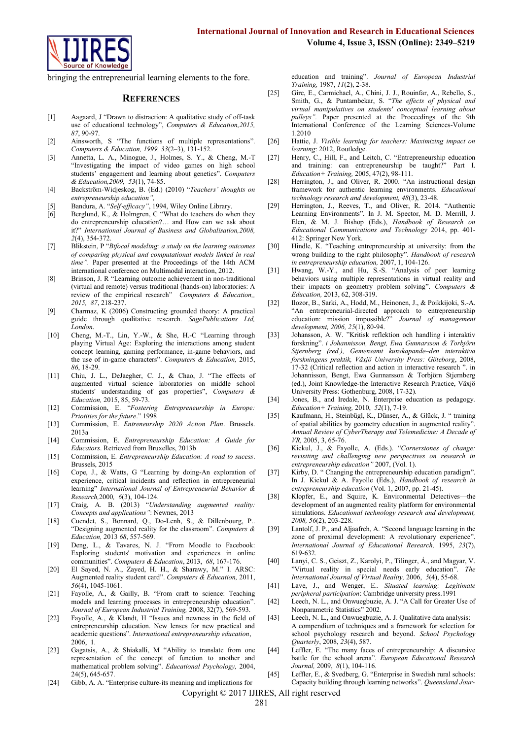bringing the entrepreneurial learning elements to the fore.

## References

[1] Aagaard, J "Drawn to distraction: A qualitative study of off-task use of educational technology", *Computers & Education,2015, 87*, 90-97.

[2] Ainsworth, S "The functions of multiple representations". *Computers & Education, 1999, 33*(2–3), 131-152.

[3] Annetta, L. A., Minogue, J., Holmes, S. Y., & Cheng, M.-T "Investigating the impact of video games on high school students' engagement and learning about genetics". *Computers & Education,2009, 53*(1), 74-85.

[4] Backström-Widjeskog, B. (Ed.) (2010) "*Teachers' thoughts on entrepreneurship education",*

[5] Bandura, A. "*Self-efficacy"*, 1994, Wiley Online Library.

[6] Berglund, K., & Holmgren, C "What do teachers do when they do entrepreneurship education?… and How can we ask about it?" *International Journal of Business and Globalisation,2008, 2*(4), 354-372.

[7] Blikstein, P "*Bifocal modeling: a study on the learning outcomes of comparing physical and computational models linked in real time".* Paper presented at the Proceedings of the 14th ACM international conference on Multimodal interaction, 2012.

[8] Brinson, J. R "Learning outcome achievement in non-traditional (virtual and remote) versus traditional (hands-on) laboratories: A review of the empirical research" *Computers & Education,, 2015, 87*, 218-237.

[9] Charmaz, K (2006) Constructing grounded theory: A practical guide through qualitative research. *SagePublications Ltd, London*.

[10] Cheng, M.-T., Lin, Y.-W., & She, H.-C "Learning through playing Virtual Age: Exploring the interactions among student concept learning, gaming performance, in-game behaviors, and the use of in-game characters". *Computers & Education,* 2015, *86*, 18-29.

[11] Chiu, J. L., DeJaegher, C. J., & Chao, J. "The effects of augmented virtual science laboratories on middle school students' understanding of gas properties", *Computers & Education,* 2015, 85, 59-73.

[12] Commission, E. "*Fostering Entrepreneurship in Europe: Priotities for the future*." 1998

[13] Commission, E. *Entreneurship 2020 Action Plan*. Brussels. 2013a

[14] Commission, E. *Entrepreneurship Education: A Guide for Educators*. Retrieved from Bruxelles, 2013b

[15] Commission, E. *Entrepreneurship Education: A road to sucess*. Brussels, 2015

[16] Cope, J., & Watts, G "Learning by doing-An exploration of experience, critical incidents and reflection in entrepreneurial learning" *International Journal of Entrepreneurial Behavior & Research,*2000, *6*(3), 104-124.

[17] Craig, A. B. (2013) "*Understanding augmented reality: Concepts and applications"*: Newnes, 2013

[18] Cuendet, S., Bonnard, Q., Do-Lenh, S., & Dillenbourg, P.. "Designing augmented reality for the classroom". *Computers & Education,* 2013 *68*, 557-569.

[19] Deng, L., & Tavares, N. J. "From Moodle to Facebook: Exploring students' motivation and experiences in online communities". *Computers & Education*, 2013, *68*, 167-176.

[20] El Sayed, N. A., Zayed, H. H., & Sharawy, M." I. ARSC: Augmented reality student card". *Computers & Education,* 2011, *56*(4), 1045-1061.

[21] Fayolle, A., & Gailly, B. "From craft to science: Teaching models and learning processes in entrepreneurship education". *Journal of European Industrial Training,* 2008, 32(7), 569-593.

[22] Fayolle, A., & Klandt, H "Issues and newness in the field of entrepreneurship education. New lenses for new practical and academic questions". *International entrepreneurship education*, 2006, 1.

[23] Gagatsis, A., & Shiakalli, M "Ability to translate from one representation of the concept of function to another and mathematical problem solving". *Educational Psychology,* 2004, 24(5), 645-657.

[24] Gibb, A. A. "Enterprise culture-its meaning and implications for education and training". *Journal of European Industrial Training,* 1987, *11*(2), 2-38.

[25] Gire, E., Carmichael, A., Chini, J. J., Rouinfar, A., Rebello, S., Smith, G., & Puntambekar, S. "*The effects of physical and virtual manipulatives on students' conceptual learning about pulleys".* Paper presented at the Proceedings of the 9th International Conference of the Learning Sciences-Volume 1.2010

[26] Hattie, J. *Visible learning for teachers: Maximizing impact on learning*: 2012, Routledge.

[27] Henry, C., Hill, F., and Leitch, C. "Entrepreneurship education and training: can entrepreneurship be taught?" Part I. *Education+ Training,* 2005, 47(2), 98-111.

[28] Herrington, J., and Oliver, R. 2000. "An instructional design framework for authentic learning environments. *Educational technology research and development, 48*(3), 23-48.

[29] Herrington, J., Reeves, T., and Oliver, R. 2014. "Authentic Learning Environments". In J. M. Spector, M. D. Merrill, J. Elen, & M. J. Bishop (Eds.), *Handbook of Research on Educational Communications and Technology* 2014, pp. 401-412: Springer New York.

[30] Hindle, K. "Teaching entrepreneurship at university: from the wrong building to the right philosophy". *Handbook of research in entrepreneurship education,* 2007, 1, 104-126.

[31] Hwang, W.-Y., and Hu, S.-S. "Analysis of peer learning behaviors using multiple representations in virtual reality and their impacts on geometry problem solving". *Computers & Education,* 2013, 62, 308-319.

[32] Ilozor, B., Sarki, A., Hodd, M., Heinonen, J., & Poikkijoki, S.-A. "An entrepreneurial-directed approach to entrepreneurship education: mission impossible?" *Journal of management development, 2006, 25*(1), 80-94.

[33] Johansson, A. W. "Kritisk reflektion och handling i interaktiv forskning". *i Johannisson, Bengt, Ewa Gunnarsson & Torbjörn Stjernberg (red.), Gemensamt kunskapande–den interaktiva forskningens praktik, Växjö University Press: Göteborg*, 2008, 17-32 (Critical reflection and action in interactive research ". in Johannisson, Bengt, Ewa Gunnarsson & Torbjörn Stjernberg (ed.), Joint Knowledge-the Interactive Research Practice, Växjö University Press: Gothenburg, 2008, 17-32).

[34] Jones, B., and Iredale, N. Enterprise education as pedagogy. *Education+ Training,* 2010, *52*(1), 7-19.

[35] Kaufmann, H., Steinbügl, K., Dünser, A., & Glück, J. " training of spatial abilities by geometry education in augmented reality". *Annual Review of CyberTherapy and Telemedicine: A Decade of VR,* 2005, 3, 65-76.

[36] Kickul, J., & Fayolle, A. (Eds.). "*Cornerstones of change: revisiting and challenging new perspectives on research in entrepreneurship education"* 2007, (Vol. 1).

[37] Kirby, D. " Changing the entrepreneurship education paradigm". In J. Kickul & A. Fayolle (Eds.), *Handbook of research in entrepreneurship education* (Vol. 1, 2007, pp. 21-45).

[38] Klopfer, E., and Squire, K. Environmental Detectives—the development of an augmented reality platform for environmental simulations. *Educational technology research and development, 2008, 56*(2), 203-228.

[39] Lantolf, J. P., and Aljaafreh, A. "Second language learning in the zone of proximal development: A revolutionary experience". *International Journal of Educational Research,* 1995, *23*(7), 619-632.

[40] Lanyi, C. S., Geiszt, Z., Karolyi, P., Tilinger, Á., and Magyar, V. "Virtual reality in special needs early education". *The International Journal of Virtual Reality,* 2006, *5*(4), 55-68.

[41] Lave, J., and Wenger, E.. *Situated learning: Legitimate peripheral participation*: Cambridge university press.1991

[42] Leech, N. L., and Onwuegbuzie, A. J. "A Call for Greater Use of Nonparametric Statistics" 2002.

[43] Leech, N. L., and Onwuegbuzie, A. J. Qualitative data analysis: A compendium of techniques and a framework for selection for school psychology research and beyond. *School Psychology Quarterly*, 2008, *23*(4), 587.

[44] Leffler, E. "The many faces of entrepreneurship: A discursive battle for the school arena". *European Educational Research Journal,* 2009, *8*(1), 104-116.

[45] Leffler, E., & Svedberg, G. "Enterprise in Swedish rural schools: Capacity building through learning networks". *Queensland Jour-*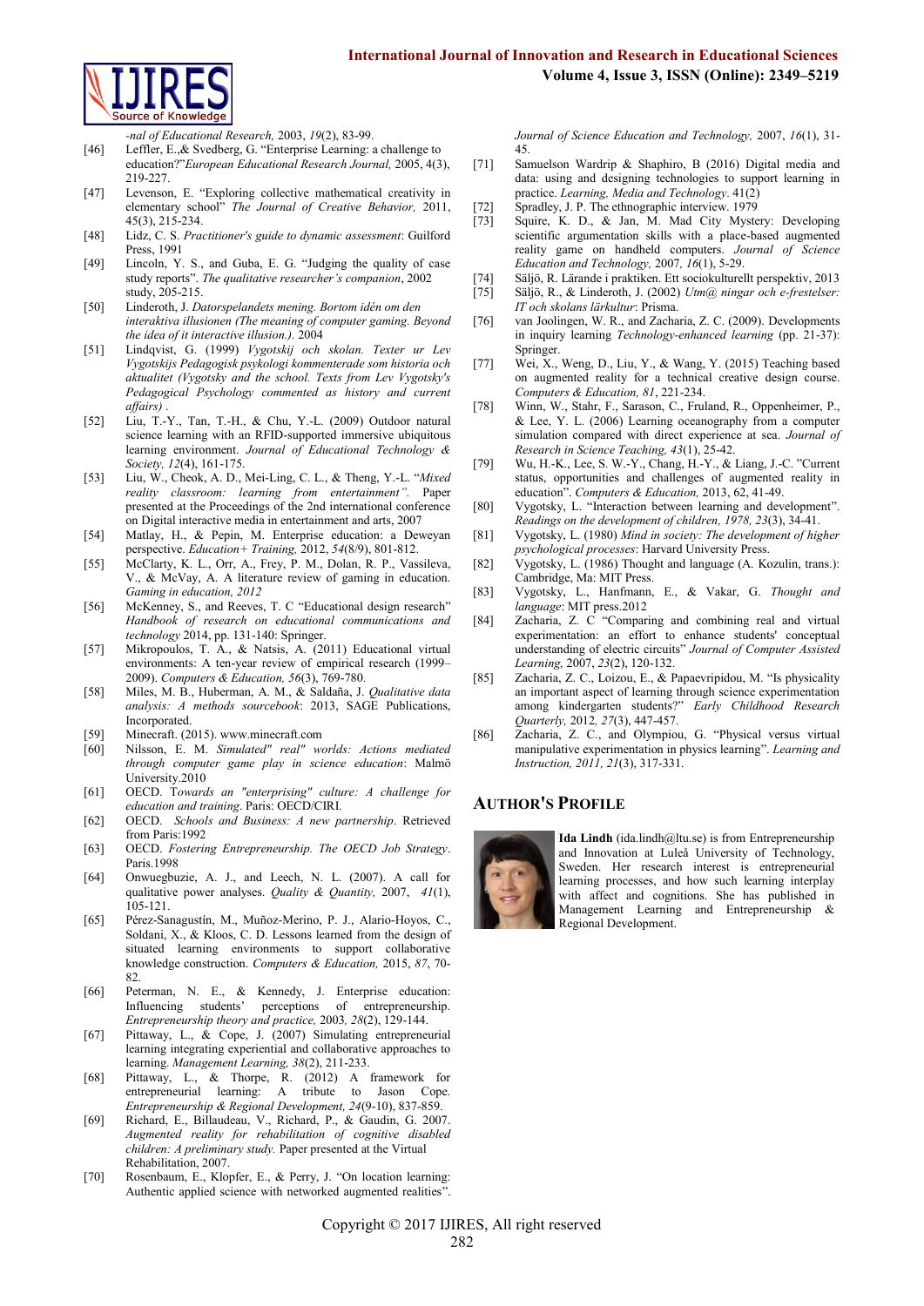-*nal of Educational Research,* 2003, *19*(2), 83-99.

[46] Leffler, E.,& Svedberg, G. "Enterprise Learning: a challenge to education?"*European Educational Research Journal,* 2005, 4(3), 219-227.

[47] Levenson, E. "Exploring collective mathematical creativity in elementary school" *The Journal of Creative Behavior,* 2011, 45(3), 215-234.

[48] Lidz, C. S. *Practitioner's guide to dynamic assessment*: Guilford Press, 1991

[49] Lincoln, Y. S., and Guba, E. G. "Judging the quality of case study reports". *The qualitative researcher's companion*, 2002 study, 205-215.

[50] Linderoth, J. *Datorspelandets mening. Bortom idén om den interaktiva illusionen (The meaning of computer gaming. Beyond the idea of it interactive illusion.).* 2004

[51] Lindqvist, G. (1999) *Vygotskij och skolan. Texter ur Lev Vygotskijs Pedagogisk psykologi kommenterade som historia och aktualitet (Vygotsky and the school. Texts from Lev Vygotsky's Pedagogical Psychology commented as history and current affairs)* .

[52] Liu, T.-Y., Tan, T.-H., & Chu, Y.-L. (2009) Outdoor natural science learning with an RFID-supported immersive ubiquitous learning environment. *Journal of Educational Technology & Society, 12*(4), 161-175.

[53] Liu, W., Cheok, A. D., Mei-Ling, C. L., & Theng, Y.-L. "*Mixed reality classroom: learning from entertainment".* Paper presented at the Proceedings of the 2nd international conference on Digital interactive media in entertainment and arts, 2007

[54] Matlay, H., & Pepin, M. Enterprise education: a Deweyan perspective. *Education+ Training,* 2012, *54*(8/9), 801-812.

[55] McClarty, K. L., Orr, A., Frey, P. M., Dolan, R. P., Vassileva, V., & McVay, A. A literature review of gaming in education. *Gaming in education, 2012*

[56] McKenney, S., and Reeves, T. C "Educational design research" *Handbook of research on educational communications and technology* 2014, pp. 131-140: Springer.

[57] Mikropoulos, T. A., & Natsis, A. (2011) Educational virtual environments: A ten-year review of empirical research (1999–2009). *Computers & Education, 56*(3), 769-780.

[58] Miles, M. B., Huberman, A. M., & Saldaña, J. *Qualitative data analysis: A methods sourcebook*: 2013, SAGE Publications, Incorporated.

[59] Minecraft. (2015). www.minecraft.com

[60] Nilsson, E. M. *Simulated" real" worlds: Actions mediated through computer game play in science education*: Malmö University.2010

[61] OECD. T*owards an "enterprising" culture: A challenge for education and training*. Paris: OECD/CIRI.

[62] OECD. *Schools and Business: A new partnership*. Retrieved from Paris:1992

[63] OECD. *Fostering Entrepreneurship. The OECD Job Strategy*. Paris.1998

[64] Onwuegbuzie, A. J., and Leech, N. L. (2007). A call for qualitative power analyses. *Quality & Quantity,* 2007, *41*(1), 105-121.

[65] Pérez-Sanagustín, M., Muñoz-Merino, P. J., Alario-Hoyos, C., Soldani, X., & Kloos, C. D. Lessons learned from the design of situated learning environments to support collaborative knowledge construction. *Computers & Education,* 2015, *87*, 70-82.

[66] Peterman, N. E., & Kennedy, J. Enterprise education: Influencing students' perceptions of entrepreneurship. *Entrepreneurship theory and practice,* 2003*, 28*(2), 129-144.

[67] Pittaway, L., & Cope, J. (2007) Simulating entrepreneurial learning integrating experiential and collaborative approaches to learning. *Management Learning, 38*(2), 211-233.

[68] Pittaway, L., & Thorpe, R. (2012) A framework for entrepreneurial learning: A tribute to Jason Cope. *Entrepreneurship & Regional Development, 24*(9-10), 837-859.

[69] Richard, E., Billaudeau, V., Richard, P., & Gaudin, G. 2007. *Augmented reality for rehabilitation of cognitive disabled children: A preliminary study.* Paper presented at the Virtual Rehabilitation, 2007.

[70] Rosenbaum, E., Klopfer, E., & Perry, J. "On location learning: Authentic applied science with networked augmented realities". *Journal of Science Education and Technology,* 2007, *16*(1), 31-45.

[71] Samuelson Wardrip & Shaphiro, B (2016) Digital media and data: using and designing technologies to support learning in practice. *Learning, Media and Technology*. 41(2)

[72] Spradley, J. P. The ethnographic interview. 1979

[73] Squire, K. D., & Jan, M. Mad City Mystery: Developing scientific argumentation skills with a place-based augmented reality game on handheld computers. *Journal of Science Education and Technology,* 2007*, 16*(1), 5-29.

[74] Säljö, R. Lärande i praktiken. Ett sociokulturellt perspektiv, 2013

[75] Säljö, R., & Linderoth, J. (2002) *Utm@ ningar och e-frestelser: IT och skolans lärkultur*: Prisma.

[76] van Joolingen, W. R., and Zacharia, Z. C. (2009). Developments in inquiry learning *Technology-enhanced learning* (pp. 21-37): Springer.

[77] Wei, X., Weng, D., Liu, Y., & Wang, Y. (2015) Teaching based on augmented reality for a technical creative design course. *Computers & Education, 81*, 221-234.

[78] Winn, W., Stahr, F., Sarason, C., Fruland, R., Oppenheimer, P., & Lee, Y. L. (2006) Learning oceanography from a computer simulation compared with direct experience at sea. *Journal of Research in Science Teaching, 43*(1), 25-42.

[79] Wu, H.-K., Lee, S. W.-Y., Chang, H.-Y., & Liang, J.-C. "Current status, opportunities and challenges of augmented reality in education". *Computers & Education,* 2013, 62, 41-49.

[80] Vygotsky, L. "Interaction between learning and development". *Readings on the development of children, 1978, 23*(3), 34-41.

[81] Vygotsky, L. (1980) *Mind in society: The development of higher psychological processes*: Harvard University Press.

[82] Vygotsky, L. (1986) Thought and language (A. Kozulin, trans.): Cambridge, Ma: MIT Press.

[83] Vygotsky, L., Hanfmann, E., & Vakar, G. *Thought and language*: MIT press.2012

[84] Zacharia, Z. C "Comparing and combining real and virtual experimentation: an effort to enhance students' conceptual understanding of electric circuits" *Journal of Computer Assisted Learning,* 2007, *23*(2), 120-132.

[85] Zacharia, Z. C., Loizou, E., & Papaevripidou, M. "Is physicality an important aspect of learning through science experimentation among kindergarten students?" *Early Childhood Research Quarterly,* 2012*, 27*(3), 447-457.

[86] Zacharia, Z. C., and Olympiou, G. "Physical versus virtual manipulative experimentation in physics learning". *Learning and Instruction, 2011, 21*(3), 317-331.

## Author's Profile

**Ida Lindh** (ida.lindh@ltu.se) is from Entrepreneurship and Innovation at Luleå University of Technology, Sweden. Her research interest is entrepreneurial learning processes, and how such learning interplay with affect and cognitions. She has published in Management Learning and Entrepreneurship & Regional Development.